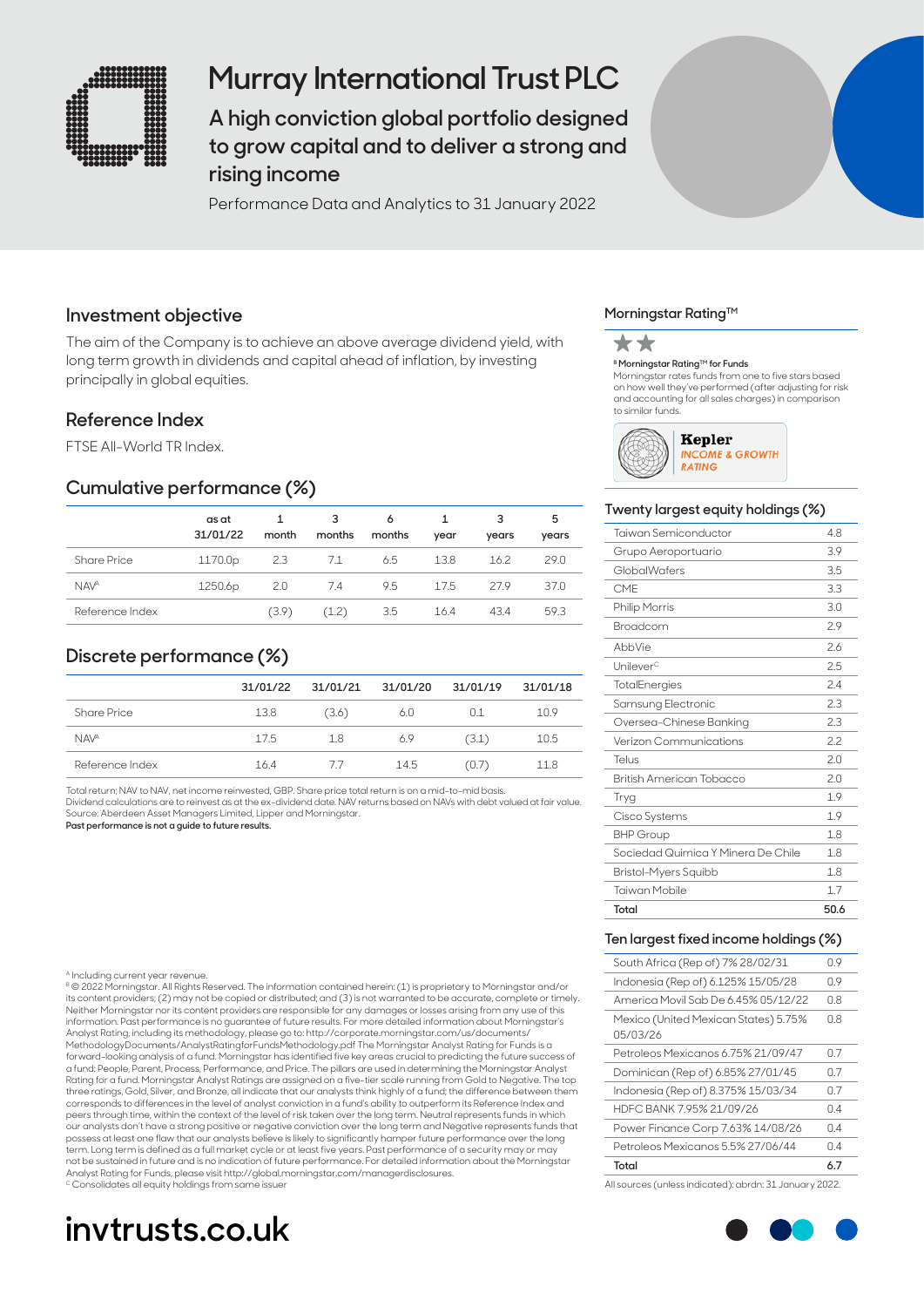# Murray International Trust PLC

## A high conviction global portfolio designed to grow capital and to deliver a strong and rising income

Performance Data and Analytics to 31 January 2022

## Investment objective

The aim of the Company is to achieve an above average dividend yield, with long term growth in dividends and capital ahead of inflation, by investing principally in global equities.

## Reference Index

FTSE All-World TR Index.

## Cumulative performance (%)

| | as at 31/01/22 | 1 month | 3 months | 6 months | 1 year | 3 years | 5 years |
|---|---|---|---|---|---|---|---|
| Share Price | 1170.0p | 2.3 | 7.1 | 6.5 | 13.8 | 16.2 | 29.0 |
| NAV[A] | 1250.6p | 2.0 | 7.4 | 9.5 | 17.5 | 27.9 | 37.0 |
| Reference Index | | (3.9) | (1.2) | 3.5 | 16.4 | 43.4 | 59.3 |

## Discrete performance (%)

| | 31/01/22 | 31/01/21 | 31/01/20 | 31/01/19 | 31/01/18 |
|---|---|---|---|---|---|
| Share Price | 13.8 | (3.6) | 6.0 | 0.1 | 10.9 |
| NAV[A] | 17.5 | 1.8 | 6.9 | (3.1) | 10.5 |
| Reference Index | 16.4 | 7.7 | 14.5 | (0.7) | 11.8 |

Total return; NAV to NAV, net income reinvested, GBP. Share price total return is on a mid-to-mid basis.
Dividend calculations are to reinvest as at the ex-dividend date. NAV returns based on NAVs with debt valued at fair value.
Source: Aberdeen Asset Managers Limited, Lipper and Morningstar.
**Past performance is not a guide to future results.**

## Morningstar Rating™

★★

**[B] Morningstar Rating™ for Funds**
Morningstar rates funds from one to five stars based on how well they've performed (after adjusting for risk and accounting for all sales charges) in comparison to similar funds.

Kepler INCOME & GROWTH RATING

## Twenty largest equity holdings (%)

| | |
|---|---|
| Taiwan Semiconductor | 4.8 |
| Grupo Aeroportuario | 3.9 |
| GlobalWafers | 3.5 |
| CME | 3.3 |
| Philip Morris | 3.0 |
| Broadcom | 2.9 |
| AbbVie | 2.6 |
| Unilever[C] | 2.5 |
| TotalEnergies | 2.4 |
| Samsung Electronic | 2.3 |
| Oversea-Chinese Banking | 2.3 |
| Verizon Communications | 2.2 |
| Telus | 2.0 |
| British American Tobacco | 2.0 |
| Tryg | 1.9 |
| Cisco Systems | 1.9 |
| BHP Group | 1.8 |
| Sociedad Quimica Y Minera De Chile | 1.8 |
| Bristol-Myers Squibb | 1.8 |
| Taiwan Mobile | 1.7 |
| **Total** | **50.6** |

## Ten largest fixed income holdings (%)

| | |
|---|---|
| South Africa (Rep of) 7% 28/02/31 | 0.9 |
| Indonesia (Rep of) 6.125% 15/05/28 | 0.9 |
| America Movil Sab De 6.45% 05/12/22 | 0.8 |
| Mexico (United Mexican States) 5.75% 05/03/26 | 0.8 |
| Petroleos Mexicanos 6.75% 21/09/47 | 0.7 |
| Dominican (Rep of) 6.85% 27/01/45 | 0.7 |
| Indonesia (Rep of) 8.375% 15/03/34 | 0.7 |
| HDFC BANK 7.95% 21/09/26 | 0.4 |
| Power Finance Corp 7.63% 14/08/26 | 0.4 |
| Petroleos Mexicanos 5.5% 27/06/44 | 0.4 |
| **Total** | **6.7** |

All sources (unless indicated): abrdn: 31 January 2022.

[A] Including current year revenue.
[B] © 2022 Morningstar. All Rights Reserved. The information contained herein: (1) is proprietary to Morningstar and/or its content providers; (2) may not be copied or distributed; and (3) is not warranted to be accurate, complete or timely. Neither Morningstar nor its content providers are responsible for any damages or losses arising from any use of this information. Past performance is no guarantee of future results. For more detailed information about Morningstar's Analyst Rating, including its methodology, please go to: http://corporate.morningstar.com/us/documents/MethodologyDocuments/AnalystRatingforFundsMethodology.pdf The Morningstar Analyst Rating for Funds is a forward-looking analysis of a fund. Morningstar has identified five key areas crucial to predicting the future success of a fund: People, Parent, Process, Performance, and Price. The pillars are used in determining the Morningstar Analyst Rating for a fund. Morningstar Analyst Ratings are assigned on a five-tier scale running from Gold to Negative. The top three ratings, Gold, Silver, and Bronze, all indicate that our analysts think highly of a fund; the difference between them corresponds to differences in the level of analyst conviction in a fund's ability to outperform its Reference Index and peers through time, within the context of the level of risk taken over the long term. Neutral represents funds in which our analysts don't have a strong positive or negative conviction over the long term and Negative represents funds that possess at least one flaw that our analysts believe is likely to significantly hamper future performance over the long term. Long term is defined as a full market cycle or at least five years. Past performance of a security may or may not be sustained in future and is no indication of future performance. For detailed information about the Morningstar Analyst Rating for Funds, please visit http://global.morningstar.com/managerdisclosures.
[C] Consolidates all equity holdings from same issuer

**invtrusts.co.uk**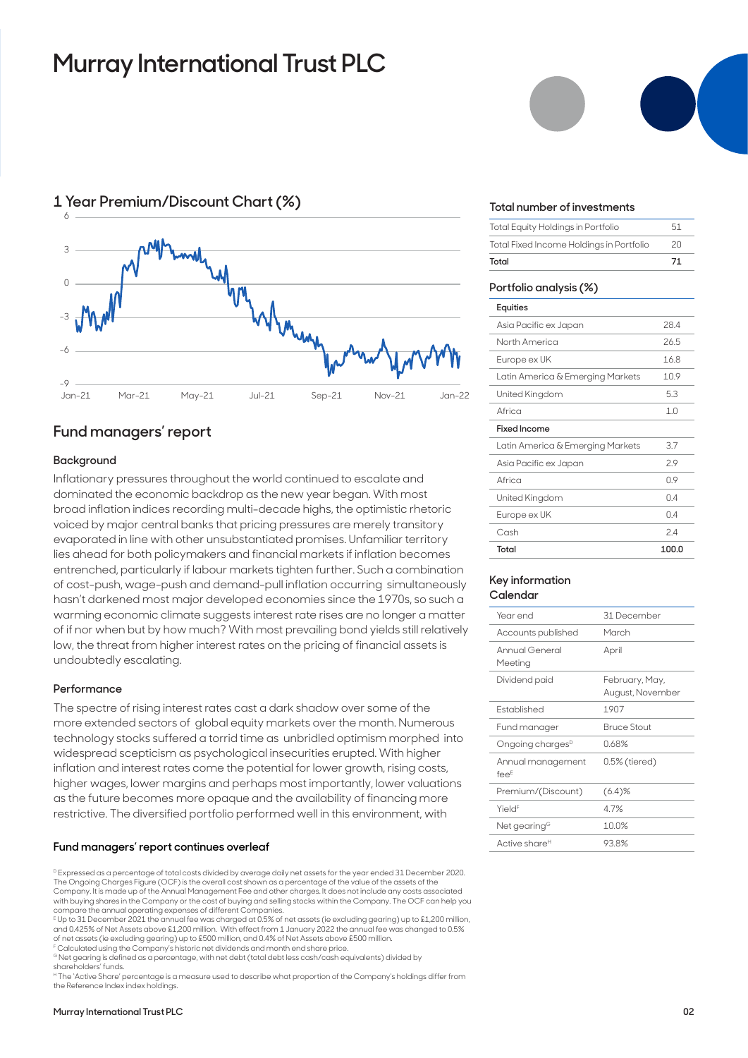# Murray International Trust PLC

## 1 Year Premium/Discount Chart (%)

Y-axis: 6, 3, 0, -3, -6, -9
X-axis: Jan-21, Mar-21, May-21, Jul-21, Sep-21, Nov-21, Jan-22

## Fund managers' report

### Background

Inflationary pressures throughout the world continued to escalate and dominated the economic backdrop as the new year began. With most broad inflation indices recording multi-decade highs, the optimistic rhetoric voiced by major central banks that pricing pressures are merely transitory evaporated in line with other unsubstantiated promises. Unfamiliar territory lies ahead for both policymakers and financial markets if inflation becomes entrenched, particularly if labour markets tighten further. Such a combination of cost-push, wage-push and demand-pull inflation occurring simultaneously hasn't darkened most major developed economies since the 1970s, so such a warming economic climate suggests interest rate rises are no longer a matter of if nor when but by how much? With most prevailing bond yields still relatively low, the threat from higher interest rates on the pricing of financial assets is undoubtedly escalating.

### Performance

The spectre of rising interest rates cast a dark shadow over some of the more extended sectors of global equity markets over the month. Numerous technology stocks suffered a torrid time as unbridled optimism morphed into widespread scepticism as psychological insecurities erupted. With higher inflation and interest rates come the potential for lower growth, rising costs, higher wages, lower margins and perhaps most importantly, lower valuations as the future becomes more opaque and the availability of financing more restrictive. The diversified portfolio performed well in this environment, with

**Fund managers' report continues overleaf**

### Total number of investments

| | |
|---|---|
| Total Equity Holdings in Portfolio | 51 |
| Total Fixed Income Holdings in Portfolio | 20 |
| **Total** | **71** |

### Portfolio analysis (%)

| | |
|---|---|
| **Equities** | |
| Asia Pacific ex Japan | 28.4 |
| North America | 26.5 |
| Europe ex UK | 16.8 |
| Latin America & Emerging Markets | 10.9 |
| United Kingdom | 5.3 |
| Africa | 1.0 |
| **Fixed Income** | |
| Latin America & Emerging Markets | 3.7 |
| Asia Pacific ex Japan | 2.9 |
| Africa | 0.9 |
| United Kingdom | 0.4 |
| Europe ex UK | 0.4 |
| Cash | 2.4 |
| **Total** | **100.0** |

### Key information Calendar

| | |
|---|---|
| Year end | 31 December |
| Accounts published | March |
| Annual General Meeting | April |
| Dividend paid | February, May, August, November |
| Established | 1907 |
| Fund manager | Bruce Stout |
| Ongoing charges[D] | 0.68% |
| Annual management fee[E] | 0.5% (tiered) |
| Premium/(Discount) | (6.4)% |
| Yield[F] | 4.7% |
| Net gearing[G] | 10.0% |
| Active share[H] | 93.8% |

[D] Expressed as a percentage of total costs divided by average daily net assets for the year ended 31 December 2020. The Ongoing Charges Figure (OCF) is the overall cost shown as a percentage of the value of the assets of the Company. It is made up of the Annual Management Fee and other charges. It does not include any costs associated with buying shares in the Company or the cost of buying and selling stocks within the Company. The OCF can help you compare the annual operating expenses of different Companies.

[E] Up to 31 December 2021 the annual fee was charged at 0.5% of net assets (ie excluding gearing) up to £1,200 million, and 0.425% of Net Assets above £1,200 million. With effect from 1 January 2022 the annual fee was changed to 0.5% of net assets (ie excluding gearing) up to £500 million, and 0.4% of Net Assets above £500 million.

[F] Calculated using the Company's historic net dividends and month end share price.

[G] Net gearing is defined as a percentage, with net debt (total debt less cash/cash equivalents) divided by shareholders' funds.

[H] The 'Active Share' percentage is a measure used to describe what proportion of the Company's holdings differ from the Reference Index index holdings.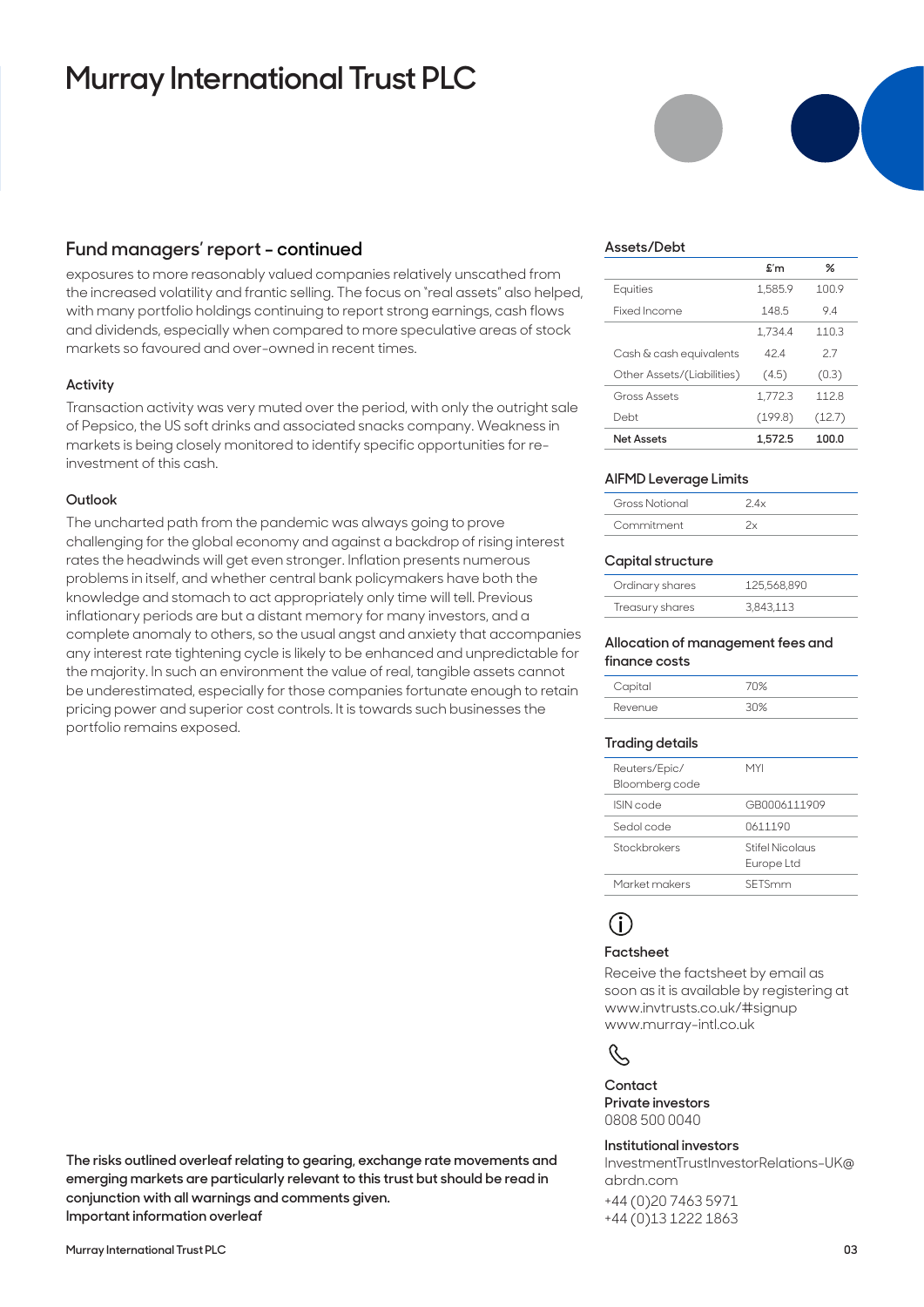# Murray International Trust PLC

## Fund managers' report - continued

exposures to more reasonably valued companies relatively unscathed from the increased volatility and frantic selling. The focus on "real assets" also helped, with many portfolio holdings continuing to report strong earnings, cash flows and dividends, especially when compared to more speculative areas of stock markets so favoured and over-owned in recent times.

### Activity

Transaction activity was very muted over the period, with only the outright sale of Pepsico, the US soft drinks and associated snacks company. Weakness in markets is being closely monitored to identify specific opportunities for re-investment of this cash.

### Outlook

The uncharted path from the pandemic was always going to prove challenging for the global economy and against a backdrop of rising interest rates the headwinds will get even stronger. Inflation presents numerous problems in itself, and whether central bank policymakers have both the knowledge and stomach to act appropriately only time will tell. Previous inflationary periods are but a distant memory for many investors, and a complete anomaly to others, so the usual angst and anxiety that accompanies any interest rate tightening cycle is likely to be enhanced and unpredictable for the majority. In such an environment the value of real, tangible assets cannot be underestimated, especially for those companies fortunate enough to retain pricing power and superior cost controls. It is towards such businesses the portfolio remains exposed.

**The risks outlined overleaf relating to gearing, exchange rate movements and emerging markets are particularly relevant to this trust but should be read in conjunction with all warnings and comments given.**
**Important information overleaf**

### Assets/Debt

| | £'m | % |
|---|---|---|
| Equities | 1,585.9 | 100.9 |
| Fixed Income | 148.5 | 9.4 |
| | 1,734.4 | 110.3 |
| Cash & cash equivalents | 42.4 | 2.7 |
| Other Assets/(Liabilities) | (4.5) | (0.3) |
| Gross Assets | 1,772.3 | 112.8 |
| Debt | (199.8) | (12.7) |
| **Net Assets** | **1,572.5** | **100.0** |

### AIFMD Leverage Limits

| | |
|---|---|
| Gross Notional | 2.4x |
| Commitment | 2x |

### Capital structure

| | |
|---|---|
| Ordinary shares | 125,568,890 |
| Treasury shares | 3,843,113 |

### Allocation of management fees and finance costs

| | |
|---|---|
| Capital | 70% |
| Revenue | 30% |

### Trading details

| | |
|---|---|
| Reuters/Epic/Bloomberg code | MYI |
| ISIN code | GB0006111909 |
| Sedol code | 0611190 |
| Stockbrokers | Stifel Nicolaus Europe Ltd |
| Market makers | SETSmm |

### Factsheet

Receive the factsheet by email as soon as it is available by registering at www.invtrusts.co.uk/#signup
www.murray-intl.co.uk

### Contact

**Private investors**
0808 500 0040

**Institutional investors**
InvestmentTrustInvestorRelations-UK@abrdn.com
+44 (0)20 7463 5971
+44 (0)13 1222 1863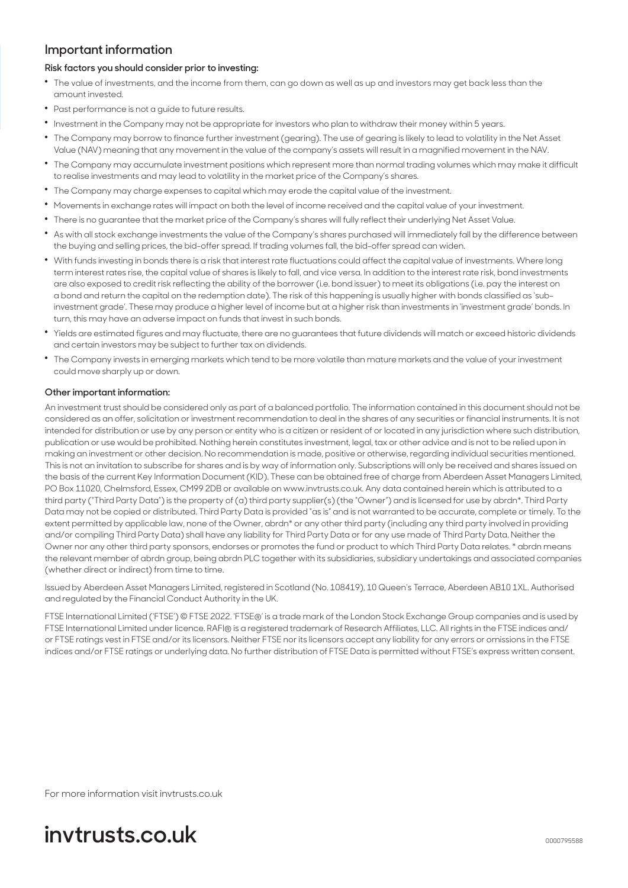## Important information

**Risk factors you should consider prior to investing:**

- The value of investments, and the income from them, can go down as well as up and investors may get back less than the amount invested.
- Past performance is not a guide to future results.
- Investment in the Company may not be appropriate for investors who plan to withdraw their money within 5 years.
- The Company may borrow to finance further investment (gearing). The use of gearing is likely to lead to volatility in the Net Asset Value (NAV) meaning that any movement in the value of the company's assets will result in a magnified movement in the NAV.
- The Company may accumulate investment positions which represent more than normal trading volumes which may make it difficult to realise investments and may lead to volatility in the market price of the Company's shares.
- The Company may charge expenses to capital which may erode the capital value of the investment.
- Movements in exchange rates will impact on both the level of income received and the capital value of your investment.
- There is no guarantee that the market price of the Company's shares will fully reflect their underlying Net Asset Value.
- As with all stock exchange investments the value of the Company's shares purchased will immediately fall by the difference between the buying and selling prices, the bid-offer spread. If trading volumes fall, the bid-offer spread can widen.
- With funds investing in bonds there is a risk that interest rate fluctuations could affect the capital value of investments. Where long term interest rates rise, the capital value of shares is likely to fall, and vice versa. In addition to the interest rate risk, bond investments are also exposed to credit risk reflecting the ability of the borrower (i.e. bond issuer) to meet its obligations (i.e. pay the interest on a bond and return the capital on the redemption date). The risk of this happening is usually higher with bonds classified as 'sub-investment grade'. These may produce a higher level of income but at a higher risk than investments in 'investment grade' bonds. In turn, this may have an adverse impact on funds that invest in such bonds.
- Yields are estimated figures and may fluctuate, there are no guarantees that future dividends will match or exceed historic dividends and certain investors may be subject to further tax on dividends.
- The Company invests in emerging markets which tend to be more volatile than mature markets and the value of your investment could move sharply up or down.

**Other important information:**

An investment trust should be considered only as part of a balanced portfolio. The information contained in this document should not be considered as an offer, solicitation or investment recommendation to deal in the shares of any securities or financial instruments. It is not intended for distribution or use by any person or entity who is a citizen or resident of or located in any jurisdiction where such distribution, publication or use would be prohibited. Nothing herein constitutes investment, legal, tax or other advice and is not to be relied upon in making an investment or other decision. No recommendation is made, positive or otherwise, regarding individual securities mentioned. This is not an invitation to subscribe for shares and is by way of information only. Subscriptions will only be received and shares issued on the basis of the current Key Information Document (KID). These can be obtained free of charge from Aberdeen Asset Managers Limited, PO Box 11020, Chelmsford, Essex, CM99 2DB or available on www.invtrusts.co.uk. Any data contained herein which is attributed to a third party ("Third Party Data") is the property of (a) third party supplier(s) (the "Owner") and is licensed for use by abrdn*. Third Party Data may not be copied or distributed. Third Party Data is provided "as is" and is not warranted to be accurate, complete or timely. To the extent permitted by applicable law, none of the Owner, abrdn* or any other third party (including any third party involved in providing and/or compiling Third Party Data) shall have any liability for Third Party Data or for any use made of Third Party Data. Neither the Owner nor any other third party sponsors, endorses or promotes the fund or product to which Third Party Data relates. * abrdn means the relevant member of abrdn group, being abrdn PLC together with its subsidiaries, subsidiary undertakings and associated companies (whether direct or indirect) from time to time.

Issued by Aberdeen Asset Managers Limited, registered in Scotland (No. 108419), 10 Queen's Terrace, Aberdeen AB10 1XL. Authorised and regulated by the Financial Conduct Authority in the UK.

FTSE International Limited ('FTSE') © FTSE 2022. 'FTSE®' is a trade mark of the London Stock Exchange Group companies and is used by FTSE International Limited under licence. RAFI® is a registered trademark of Research Affiliates, LLC. All rights in the FTSE indices and/or FTSE ratings vest in FTSE and/or its licensors. Neither FTSE nor its licensors accept any liability for any errors or omissions in the FTSE indices and/or FTSE ratings or underlying data. No further distribution of FTSE Data is permitted without FTSE's express written consent.

For more information visit invtrusts.co.uk

# invtrusts.co.uk

0000795588